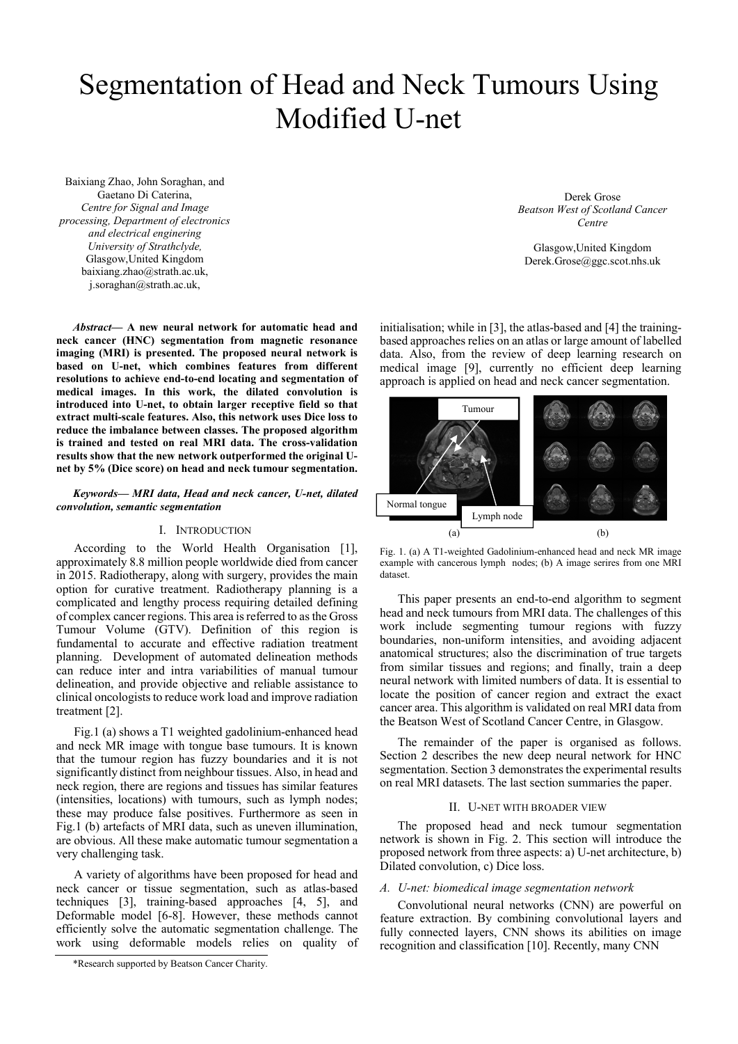# Segmentation of Head and Neck Tumours Using Modified U-net

Baixiang Zhao, John Soraghan, and Gaetano Di Caterina,
*Centre for Signal and Image processing, Department of electronics and electrical enginering*
*University of Strathclyde,*
Glasgow,United Kingdom
baixiang.zhao@strath.ac.uk,
j.soraghan@strath.ac.uk,

Derek Grose
*Beatson West of Scotland Cancer Centre*

Glasgow,United Kingdom
Derek.Grose@ggc.scot.nhs.uk

***Abstract*— A new neural network for automatic head and neck cancer (HNC) segmentation from magnetic resonance imaging (MRI) is presented. The proposed neural network is based on U-net, which combines features from different resolutions to achieve end-to-end locating and segmentation of medical images. In this work, the dilated convolution is introduced into U-net, to obtain larger receptive field so that extract multi-scale features. Also, this network uses Dice loss to reduce the imbalance between classes. The proposed algorithm is trained and tested on real MRI data. The cross-validation results show that the new network outperformed the original U-net by 5% (Dice score) on head and neck tumour segmentation.**

***Keywords*— *MRI data, Head and neck cancer, U-net, dilated convolution, semantic segmentation***

## I. Introduction

According to the World Health Organisation [1], approximately 8.8 million people worldwide died from cancer in 2015. Radiotherapy, along with surgery, provides the main option for curative treatment. Radiotherapy planning is a complicated and lengthy process requiring detailed defining of complex cancer regions. This area is referred to as the Gross Tumour Volume (GTV). Definition of this region is fundamental to accurate and effective radiation treatment planning. Development of automated delineation methods can reduce inter and intra variabilities of manual tumour delineation, and provide objective and reliable assistance to clinical oncologists to reduce work load and improve radiation treatment [2].

Fig.1 (a) shows a T1 weighted gadolinium-enhanced head and neck MR image with tongue base tumours. It is known that the tumour region has fuzzy boundaries and it is not significantly distinct from neighbour tissues. Also, in head and neck region, there are regions and tissues has similar features (intensities, locations) with tumours, such as lymph nodes; these may produce false positives. Furthermore as seen in Fig.1 (b) artefacts of MRI data, such as uneven illumination, are obvious. All these make automatic tumour segmentation a very challenging task.

A variety of algorithms have been proposed for head and neck cancer or tissue segmentation, such as atlas-based techniques [3], training-based approaches [4, 5], and Deformable model [6-8]. However, these methods cannot efficiently solve the automatic segmentation challenge. The work using deformable models relies on quality of initialisation; while in [3], the atlas-based and [4] the training-based approaches relies on an atlas or large amount of labelled data. Also, from the review of deep learning research on medical image [9], currently no efficient deep learning approach is applied on head and neck cancer segmentation.

Fig. 1. (a) A T1-weighted Gadolinium-enhanced head and neck MR image example with cancerous lymph nodes; (b) A image serires from one MRI dataset.

This paper presents an end-to-end algorithm to segment head and neck tumours from MRI data. The challenges of this work include segmenting tumour regions with fuzzy boundaries, non-uniform intensities, and avoiding adjacent anatomical structures; also the discrimination of true targets from similar tissues and regions; and finally, train a deep neural network with limited numbers of data. It is essential to locate the position of cancer region and extract the exact cancer area. This algorithm is validated on real MRI data from the Beatson West of Scotland Cancer Centre, in Glasgow.

The remainder of the paper is organised as follows. Section 2 describes the new deep neural network for HNC segmentation. Section 3 demonstrates the experimental results on real MRI datasets. The last section summaries the paper.

## II. U-net with Broader View

The proposed head and neck tumour segmentation network is shown in Fig. 2. This section will introduce the proposed network from three aspects: a) U-net architecture, b) Dilated convolution, c) Dice loss.

### *A. U-net: biomedical image segmentation network*

Convolutional neural networks (CNN) are powerful on feature extraction. By combining convolutional layers and fully connected layers, CNN shows its abilities on image recognition and classification [10]. Recently, many CNN

*Research supported by Beatson Cancer Charity.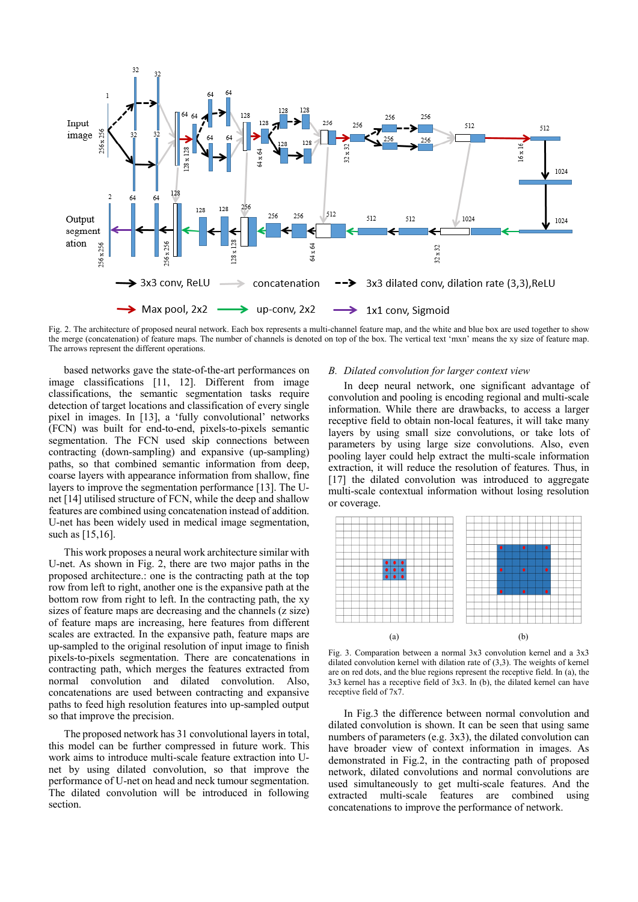Fig. 2. The architecture of proposed neural network. Each box represents a multi-channel feature map, and the white and blue box are used together to show the merge (concatenation) of feature maps. The number of channels is denoted on top of the box. The vertical text 'mxn' means the xy size of feature map. The arrows represent the different operations.

based networks gave the state-of-the-art performances on image classifications [11, 12]. Different from image classifications, the semantic segmentation tasks require detection of target locations and classification of every single pixel in images. In [13], a 'fully convolutional' networks (FCN) was built for end-to-end, pixels-to-pixels semantic segmentation. The FCN used skip connections between contracting (down-sampling) and expansive (up-sampling) paths, so that combined semantic information from deep, coarse layers with appearance information from shallow, fine layers to improve the segmentation performance [13]. The U-net [14] utilised structure of FCN, while the deep and shallow features are combined using concatenation instead of addition. U-net has been widely used in medical image segmentation, such as [15,16].

This work proposes a neural work architecture similar with U-net. As shown in Fig. 2, there are two major paths in the proposed architecture.: one is the contracting path at the top row from left to right, another one is the expansive path at the bottom row from right to left. In the contracting path, the xy sizes of feature maps are decreasing and the channels (z size) of feature maps are increasing, here features from different scales are extracted. In the expansive path, feature maps are up-sampled to the original resolution of input image to finish pixels-to-pixels segmentation. There are concatenations in contracting path, which merges the features extracted from normal convolution and dilated convolution. Also, concatenations are used between contracting and expansive paths to feed high resolution features into up-sampled output so that improve the precision.

The proposed network has 31 convolutional layers in total, this model can be further compressed in future work. This work aims to introduce multi-scale feature extraction into U-net by using dilated convolution, so that improve the performance of U-net on head and neck tumour segmentation. The dilated convolution will be introduced in following section.

## B. *Dilated convolution for larger context view*

In deep neural network, one significant advantage of convolution and pooling is encoding regional and multi-scale information. While there are drawbacks, to access a larger receptive field to obtain non-local features, it will take many layers by using small size convolutions, or take lots of parameters by using large size convolutions. Also, even pooling layer could help extract the multi-scale information extraction, it will reduce the resolution of features. Thus, in [17] the dilated convolution was introduced to aggregate multi-scale contextual information without losing resolution or coverage.

(a)

(b)

Fig. 3. Comparation between a normal 3x3 convolution kernel and a 3x3 dilated convolution kernel with dilation rate of (3,3). The weights of kernel are on red dots, and the blue regions represent the receptive field. In (a), the 3x3 kernel has a receptive field of 3x3. In (b), the dilated kernel can have receptive field of 7x7.

In Fig.3 the difference between normal convolution and dilated convolution is shown. It can be seen that using same numbers of parameters (e.g. 3x3), the dilated convolution can have broader view of context information in images. As demonstrated in Fig.2, in the contracting path of proposed network, dilated convolutions and normal convolutions are used simultaneously to get multi-scale features. And the extracted multi-scale features are combined using concatenations to improve the performance of network.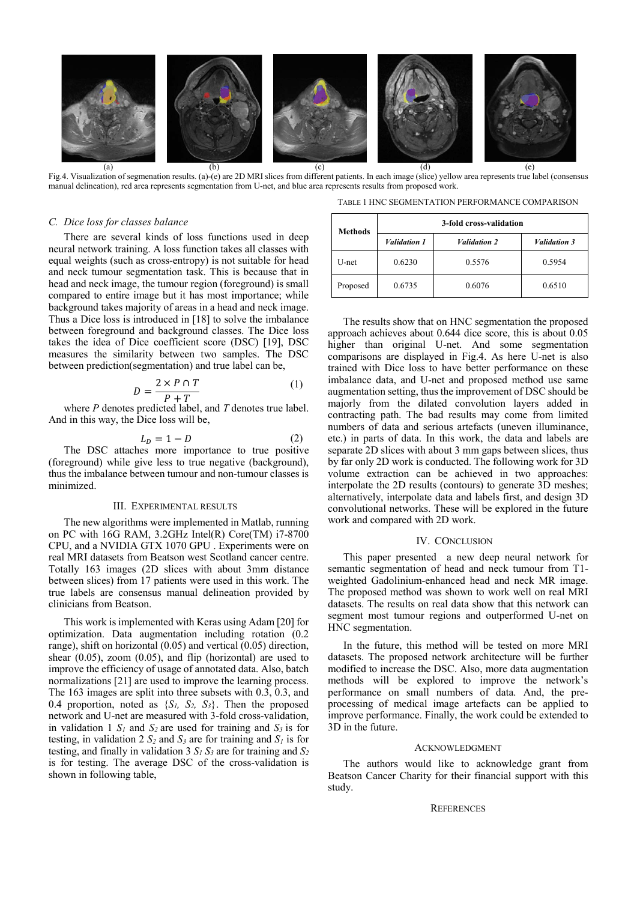(a) (b) (c) (d) (e)

Fig.4. Visualization of segmentation results. (a)-(e) are 2D MRI slices from different patients. In each image (slice) yellow area represents true label (consensus manual delineation), red area represents segmentation from U-net, and blue area represents results from proposed work.

### C. Dice loss for classes balance

There are several kinds of loss functions used in deep neural network training. A loss function takes all classes with equal weights (such as cross-entropy) is not suitable for head and neck tumour segmentation task. This is because that in head and neck image, the tumour region (foreground) is small compared to entire image but it has most importance; while background takes majority of areas in a head and neck image. Thus a Dice loss is introduced in [18] to solve the imbalance between foreground and background classes. The Dice loss takes the idea of Dice coefficient score (DSC) [19], DSC measures the similarity between two samples. The DSC between prediction(segmentation) and true label can be,

$$D = \frac{2 \times P \cap T}{P + T} \quad (1)$$

where $P$ denotes predicted label, and $T$ denotes true label. And in this way, the Dice loss will be,

$$L_D = 1 - D \quad (2)$$

The DSC attaches more importance to true positive (foreground) while give less to true negative (background), thus the imbalance between tumour and non-tumour classes is minimized.

## III. Experimental Results

The new algorithms were implemented in Matlab, running on PC with 16G RAM, 3.2GHz Intel(R) Core(TM) i7-8700 CPU, and a NVIDIA GTX 1070 GPU . Experiments were on real MRI datasets from Beatson west Scotland cancer centre. Totally 163 images (2D slices with about 3mm distance between slices) from 17 patients were used in this work. The true labels are consensus manual delineation provided by clinicians from Beatson.

This work is implemented with Keras using Adam [20] for optimization. Data augmentation including rotation (0.2 range), shift on horizontal (0.05) and vertical (0.05) direction, shear (0.05), zoom (0.05), and flip (horizontal) are used to improve the efficiency of usage of annotated data. Also, batch normalizations [21] are used to improve the learning process. The 163 images are split into three subsets with 0.3, 0.3, and 0.4 proportion, noted as $\{S_1, S_2, S_3\}$. Then the proposed network and U-net are measured with 3-fold cross-validation, in validation 1 $S_1$ and $S_2$ are used for training and $S_3$ is for testing, in validation 2 $S_2$ and $S_3$ are for training and $S_1$ is for testing, and finally in validation 3 $S_1$ $S_3$ are for training and $S_2$ is for testing. The average DSC of the cross-validation is shown in following table,

TABLE 1 HNC SEGMENTATION PERFORMANCE COMPARISON

| **Methods** | **3-fold cross-validation** | | |
|---|---|---|---|
| | ***Validation 1*** | ***Validation 2*** | ***Validation 3*** |
| U-net | 0.6230 | 0.5576 | 0.5954 |
| Proposed | 0.6735 | 0.6076 | 0.6510 |

The results show that on HNC segmentation the proposed approach achieves about 0.644 dice score, this is about 0.05 higher than original U-net. And some segmentation comparisons are displayed in Fig.4. As here U-net is also trained with Dice loss to have better performance on these imbalance data, and U-net and proposed method use same augmentation setting, thus the improvement of DSC should be majorly from the dilated convolution layers added in contracting path. The bad results may come from limited numbers of data and serious artefacts (uneven illuminance, etc.) in parts of data. In this work, the data and labels are separate 2D slices with about 3 mm gaps between slices, thus by far only 2D work is conducted. The following work for 3D volume extraction can be achieved in two approaches: interpolate the 2D results (contours) to generate 3D meshes; alternatively, interpolate data and labels first, and design 3D convolutional networks. These will be explored in the future work and compared with 2D work.

## IV. Conclusion

This paper presented a new deep neural network for semantic segmentation of head and neck tumour from T1-weighted Gadolinium-enhanced head and neck MR image. The proposed method was shown to work well on real MRI datasets. The results on real data show that this network can segment most tumour regions and outperformed U-net on HNC segmentation.

In the future, this method will be tested on more MRI datasets. The proposed network architecture will be further modified to increase the DSC. Also, more data augmentation methods will be explored to improve the network's performance on small numbers of data. And, the pre-processing of medical image artefacts can be applied to improve performance. Finally, the work could be extended to 3D in the future.

## Acknowledgment

The authors would like to acknowledge grant from Beatson Cancer Charity for their financial support with this study.

## References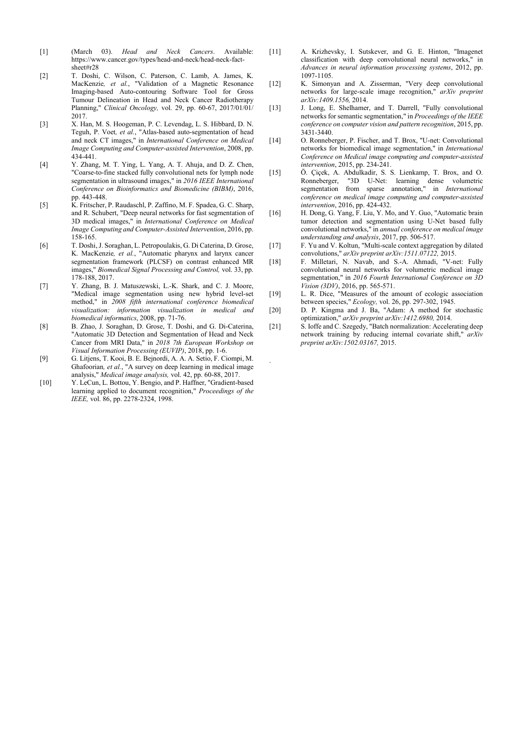[1] (March 03). *Head and Neck Cancers*. Available: https://www.cancer.gov/types/head-and-neck/head-neck-fact-sheet#r28

[2] T. Doshi, C. Wilson, C. Paterson, C. Lamb, A. James, K. MacKenzie*, et al.*, "Validation of a Magnetic Resonance Imaging-based Auto-contouring Software Tool for Gross Tumour Delineation in Head and Neck Cancer Radiotherapy Planning," *Clinical Oncology,* vol. 29, pp. 60-67, 2017/01/01/ 2017.

[3] X. Han, M. S. Hoogeman, P. C. Levendag, L. S. Hibbard, D. N. Teguh, P. Voet*, et al.*, "Atlas-based auto-segmentation of head and neck CT images," in *International Conference on Medical Image Computing and Computer-assisted Intervention*, 2008, pp. 434-441.

[4] Y. Zhang, M. T. Ying, L. Yang, A. T. Ahuja, and D. Z. Chen, "Coarse-to-fine stacked fully convolutional nets for lymph node segmentation in ultrasound images," in *2016 IEEE International Conference on Bioinformatics and Biomedicine (BIBM)*, 2016, pp. 443-448.

[5] K. Fritscher, P. Raudaschl, P. Zaffino, M. F. Spadea, G. C. Sharp, and R. Schubert, "Deep neural networks for fast segmentation of 3D medical images," in *International Conference on Medical Image Computing and Computer-Assisted Intervention*, 2016, pp. 158-165.

[6] T. Doshi, J. Soraghan, L. Petropoulakis, G. Di Caterina, D. Grose, K. MacKenzie*, et al.*, "Automatic pharynx and larynx cancer segmentation framework (PLCSF) on contrast enhanced MR images," *Biomedical Signal Processing and Control,* vol. 33, pp. 178-188, 2017.

[7] Y. Zhang, B. J. Matuszewski, L.-K. Shark, and C. J. Moore, "Medical image segmentation using new hybrid level-set method," in *2008 fifth international conference biomedical visualization: information visualization in medical and biomedical informatics*, 2008, pp. 71-76.

[8] B. Zhao, J. Soraghan, D. Grose, T. Doshi, and G. Di-Caterina, "Automatic 3D Detection and Segmentation of Head and Neck Cancer from MRI Data," in *2018 7th European Workshop on Visual Information Processing (EUVIP)*, 2018, pp. 1-6.

[9] G. Litjens, T. Kooi, B. E. Bejnordi, A. A. A. Setio, F. Ciompi, M. Ghafoorian*, et al.*, "A survey on deep learning in medical image analysis," *Medical image analysis,* vol. 42, pp. 60-88, 2017.

[10] Y. LeCun, L. Bottou, Y. Bengio, and P. Haffner, "Gradient-based learning applied to document recognition," *Proceedings of the IEEE,* vol. 86, pp. 2278-2324, 1998.

[11] A. Krizhevsky, I. Sutskever, and G. E. Hinton, "Imagenet classification with deep convolutional neural networks," in *Advances in neural information processing systems*, 2012, pp. 1097-1105.

[12] K. Simonyan and A. Zisserman, "Very deep convolutional networks for large-scale image recognition," *arXiv preprint arXiv:1409.1556,* 2014.

[13] J. Long, E. Shelhamer, and T. Darrell, "Fully convolutional networks for semantic segmentation," in *Proceedings of the IEEE conference on computer vision and pattern recognition*, 2015, pp. 3431-3440.

[14] O. Ronneberger, P. Fischer, and T. Brox, "U-net: Convolutional networks for biomedical image segmentation," in *International Conference on Medical image computing and computer-assisted intervention*, 2015, pp. 234-241.

[15] Ö. Çiçek, A. Abdulkadir, S. S. Lienkamp, T. Brox, and O. Ronneberger, "3D U-Net: learning dense volumetric segmentation from sparse annotation," in *International conference on medical image computing and computer-assisted intervention*, 2016, pp. 424-432.

[16] H. Dong, G. Yang, F. Liu, Y. Mo, and Y. Guo, "Automatic brain tumor detection and segmentation using U-Net based fully convolutional networks," in *annual conference on medical image understanding and analysis*, 2017, pp. 506-517.

[17] F. Yu and V. Koltun, "Multi-scale context aggregation by dilated convolutions," *arXiv preprint arXiv:1511.07122,* 2015.

[18] F. Milletari, N. Navab, and S.-A. Ahmadi, "V-net: Fully convolutional neural networks for volumetric medical image segmentation," in *2016 Fourth International Conference on 3D Vision (3DV)*, 2016, pp. 565-571.

[19] L. R. Dice, "Measures of the amount of ecologic association between species," *Ecology,* vol. 26, pp. 297-302, 1945.

[20] D. P. Kingma and J. Ba, "Adam: A method for stochastic optimization," *arXiv preprint arXiv:1412.6980,* 2014.

[21] S. Ioffe and C. Szegedy, "Batch normalization: Accelerating deep network training by reducing internal covariate shift," *arXiv preprint arXiv:1502.03167,* 2015.